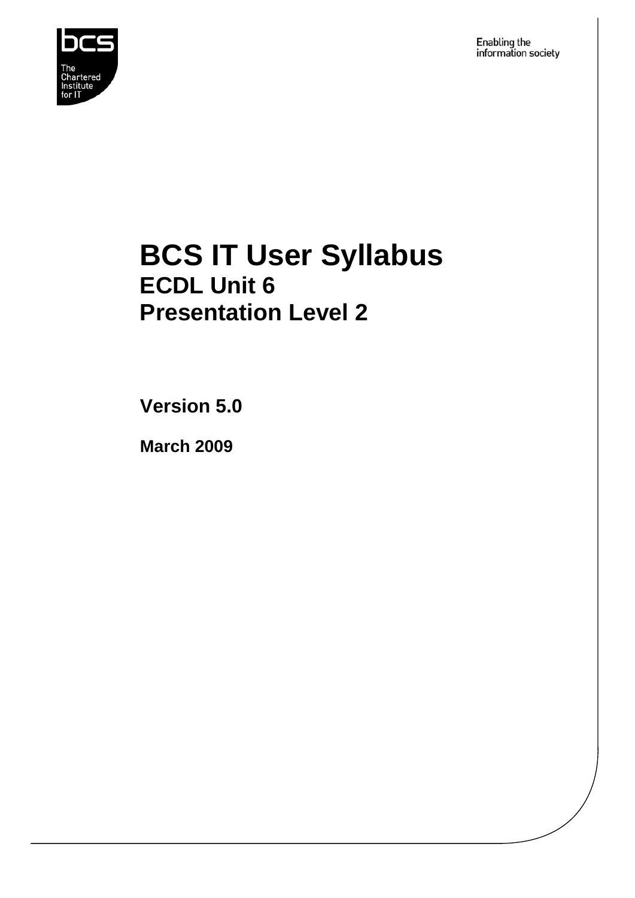The Chartered Institute for IT

Enabling the information society

# BCS IT User Syllabus
## ECDL Unit 6
## Presentation Level 2

**Version 5.0**

**March 2009**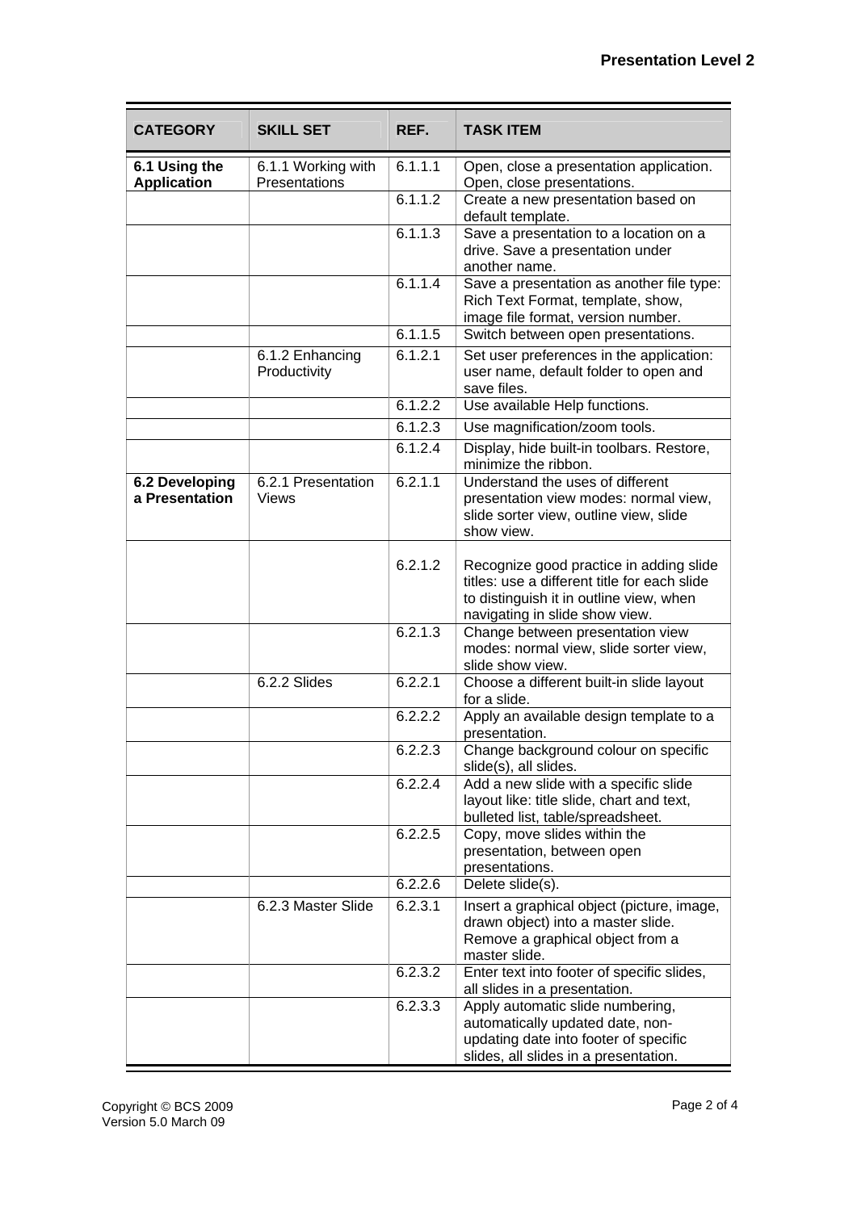| CATEGORY | SKILL SET | REF. | TASK ITEM |
|---|---|---|---|
| **6.1 Using the Application** | 6.1.1 Working with Presentations | 6.1.1.1 | Open, close a presentation application. Open, close presentations. |
| | | 6.1.1.2 | Create a new presentation based on default template. |
| | | 6.1.1.3 | Save a presentation to a location on a drive. Save a presentation under another name. |
| | | 6.1.1.4 | Save a presentation as another file type: Rich Text Format, template, show, image file format, version number. |
| | | 6.1.1.5 | Switch between open presentations. |
| | 6.1.2 Enhancing Productivity | 6.1.2.1 | Set user preferences in the application: user name, default folder to open and save files. |
| | | 6.1.2.2 | Use available Help functions. |
| | | 6.1.2.3 | Use magnification/zoom tools. |
| | | 6.1.2.4 | Display, hide built-in toolbars. Restore, minimize the ribbon. |
| **6.2 Developing a Presentation** | 6.2.1 Presentation Views | 6.2.1.1 | Understand the uses of different presentation view modes: normal view, slide sorter view, outline view, slide show view. |
| | | 6.2.1.2 | Recognize good practice in adding slide titles: use a different title for each slide to distinguish it in outline view, when navigating in slide show view. |
| | | 6.2.1.3 | Change between presentation view modes: normal view, slide sorter view, slide show view. |
| | 6.2.2 Slides | 6.2.2.1 | Choose a different built-in slide layout for a slide. |
| | | 6.2.2.2 | Apply an available design template to a presentation. |
| | | 6.2.2.3 | Change background colour on specific slide(s), all slides. |
| | | 6.2.2.4 | Add a new slide with a specific slide layout like: title slide, chart and text, bulleted list, table/spreadsheet. |
| | | 6.2.2.5 | Copy, move slides within the presentation, between open presentations. |
| | | 6.2.2.6 | Delete slide(s). |
| | 6.2.3 Master Slide | 6.2.3.1 | Insert a graphical object (picture, image, drawn object) into a master slide. Remove a graphical object from a master slide. |
| | | 6.2.3.2 | Enter text into footer of specific slides, all slides in a presentation. |
| | | 6.2.3.3 | Apply automatic slide numbering, automatically updated date, non-updating date into footer of specific slides, all slides in a presentation. |

Copyright © BCS 2009
Version 5.0 March 09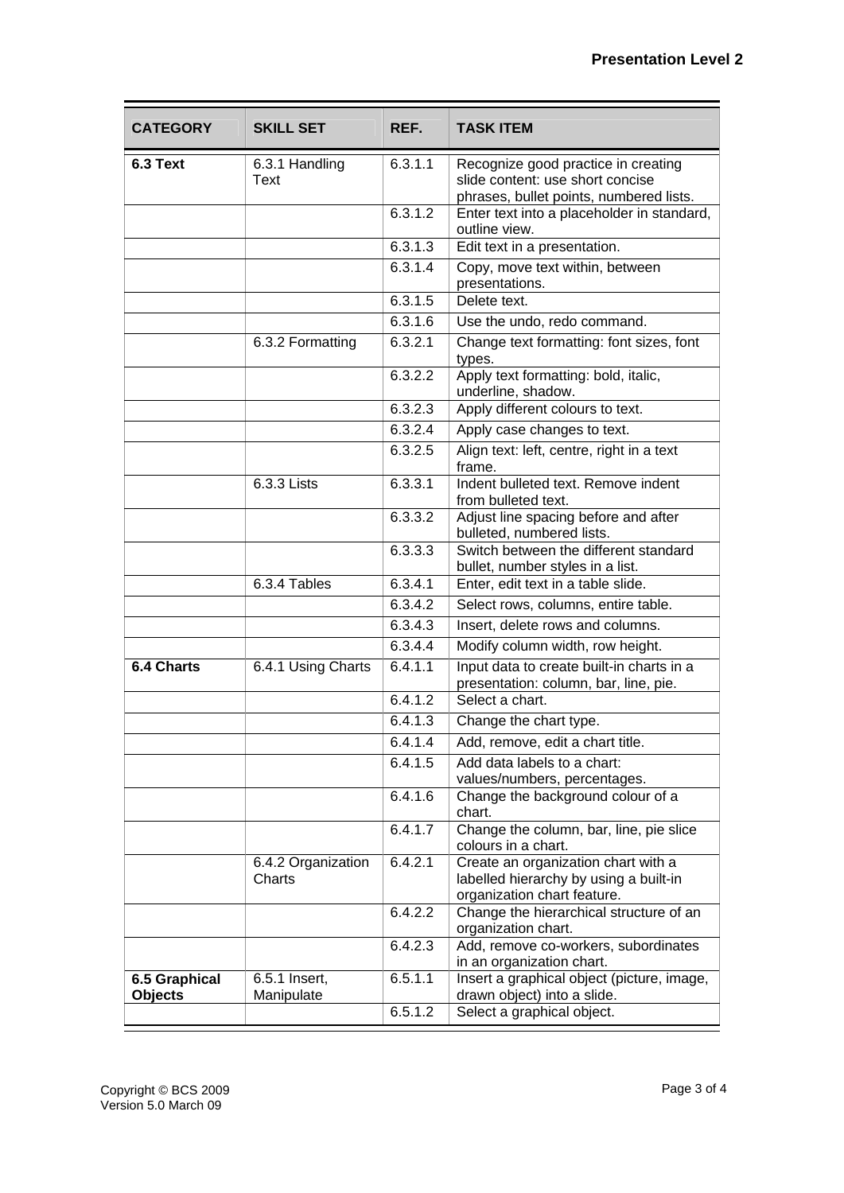| CATEGORY | SKILL SET | REF. | TASK ITEM |
|---|---|---|---|
| **6.3 Text** | 6.3.1 Handling Text | 6.3.1.1 | Recognize good practice in creating slide content: use short concise phrases, bullet points, numbered lists. |
| | | 6.3.1.2 | Enter text into a placeholder in standard, outline view. |
| | | 6.3.1.3 | Edit text in a presentation. |
| | | 6.3.1.4 | Copy, move text within, between presentations. |
| | | 6.3.1.5 | Delete text. |
| | | 6.3.1.6 | Use the undo, redo command. |
| | 6.3.2 Formatting | 6.3.2.1 | Change text formatting: font sizes, font types. |
| | | 6.3.2.2 | Apply text formatting: bold, italic, underline, shadow. |
| | | 6.3.2.3 | Apply different colours to text. |
| | | 6.3.2.4 | Apply case changes to text. |
| | | 6.3.2.5 | Align text: left, centre, right in a text frame. |
| | 6.3.3 Lists | 6.3.3.1 | Indent bulleted text. Remove indent from bulleted text. |
| | | 6.3.3.2 | Adjust line spacing before and after bulleted, numbered lists. |
| | | 6.3.3.3 | Switch between the different standard bullet, number styles in a list. |
| | 6.3.4 Tables | 6.3.4.1 | Enter, edit text in a table slide. |
| | | 6.3.4.2 | Select rows, columns, entire table. |
| | | 6.3.4.3 | Insert, delete rows and columns. |
| | | 6.3.4.4 | Modify column width, row height. |
| **6.4 Charts** | 6.4.1 Using Charts | 6.4.1.1 | Input data to create built-in charts in a presentation: column, bar, line, pie. |
| | | 6.4.1.2 | Select a chart. |
| | | 6.4.1.3 | Change the chart type. |
| | | 6.4.1.4 | Add, remove, edit a chart title. |
| | | 6.4.1.5 | Add data labels to a chart: values/numbers, percentages. |
| | | 6.4.1.6 | Change the background colour of a chart. |
| | | 6.4.1.7 | Change the column, bar, line, pie slice colours in a chart. |
| | 6.4.2 Organization Charts | 6.4.2.1 | Create an organization chart with a labelled hierarchy by using a built-in organization chart feature. |
| | | 6.4.2.2 | Change the hierarchical structure of an organization chart. |
| | | 6.4.2.3 | Add, remove co-workers, subordinates in an organization chart. |
| **6.5 Graphical Objects** | 6.5.1 Insert, Manipulate | 6.5.1.1 | Insert a graphical object (picture, image, drawn object) into a slide. |
| | | 6.5.1.2 | Select a graphical object. |

Copyright © BCS 2009
Version 5.0 March 09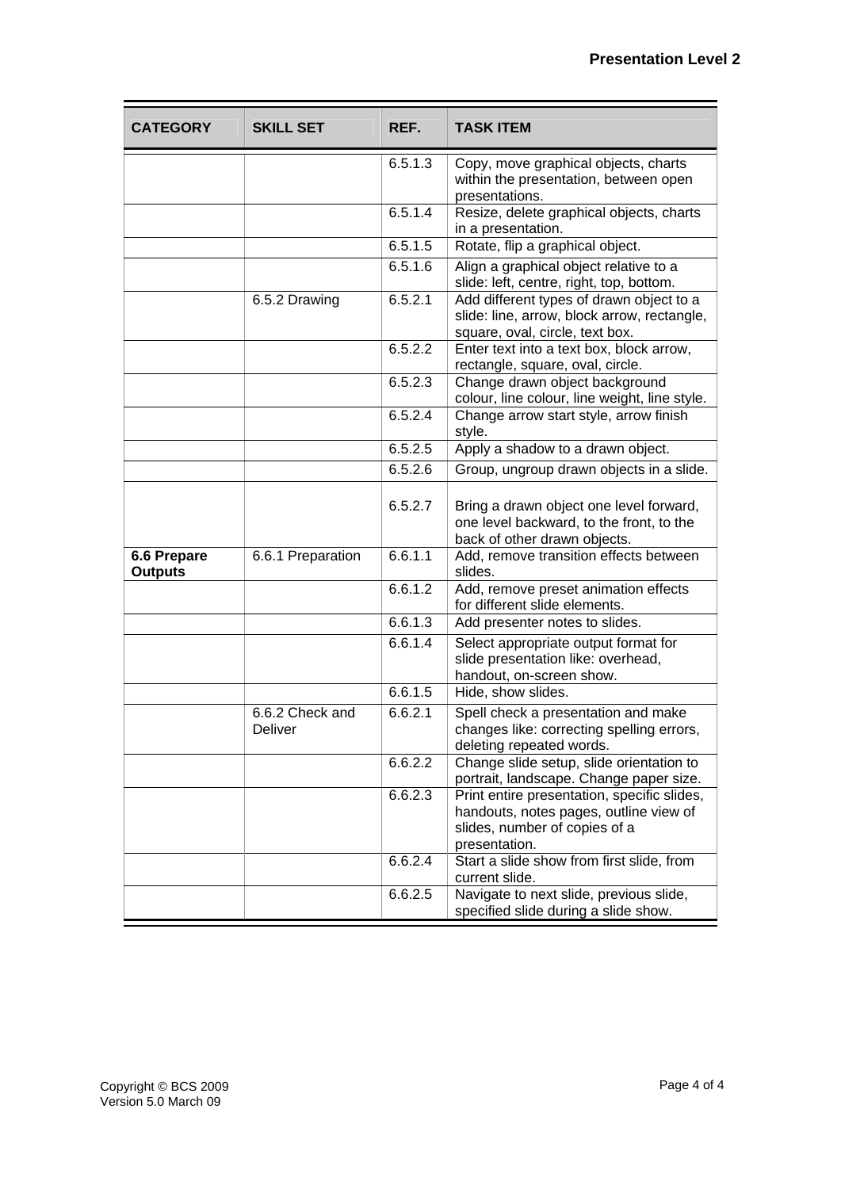| CATEGORY | SKILL SET | REF. | TASK ITEM |
|---|---|---|---|
| | | 6.5.1.3 | Copy, move graphical objects, charts within the presentation, between open presentations. |
| | | 6.5.1.4 | Resize, delete graphical objects, charts in a presentation. |
| | | 6.5.1.5 | Rotate, flip a graphical object. |
| | | 6.5.1.6 | Align a graphical object relative to a slide: left, centre, right, top, bottom. |
| | 6.5.2 Drawing | 6.5.2.1 | Add different types of drawn object to a slide: line, arrow, block arrow, rectangle, square, oval, circle, text box. |
| | | 6.5.2.2 | Enter text into a text box, block arrow, rectangle, square, oval, circle. |
| | | 6.5.2.3 | Change drawn object background colour, line colour, line weight, line style. |
| | | 6.5.2.4 | Change arrow start style, arrow finish style. |
| | | 6.5.2.5 | Apply a shadow to a drawn object. |
| | | 6.5.2.6 | Group, ungroup drawn objects in a slide. |
| | | 6.5.2.7 | Bring a drawn object one level forward, one level backward, to the front, to the back of other drawn objects. |
| **6.6 Prepare Outputs** | 6.6.1 Preparation | 6.6.1.1 | Add, remove transition effects between slides. |
| | | 6.6.1.2 | Add, remove preset animation effects for different slide elements. |
| | | 6.6.1.3 | Add presenter notes to slides. |
| | | 6.6.1.4 | Select appropriate output format for slide presentation like: overhead, handout, on-screen show. |
| | | 6.6.1.5 | Hide, show slides. |
| | 6.6.2 Check and Deliver | 6.6.2.1 | Spell check a presentation and make changes like: correcting spelling errors, deleting repeated words. |
| | | 6.6.2.2 | Change slide setup, slide orientation to portrait, landscape. Change paper size. |
| | | 6.6.2.3 | Print entire presentation, specific slides, handouts, notes pages, outline view of slides, number of copies of a presentation. |
| | | 6.6.2.4 | Start a slide show from first slide, from current slide. |
| | | 6.6.2.5 | Navigate to next slide, previous slide, specified slide during a slide show. |